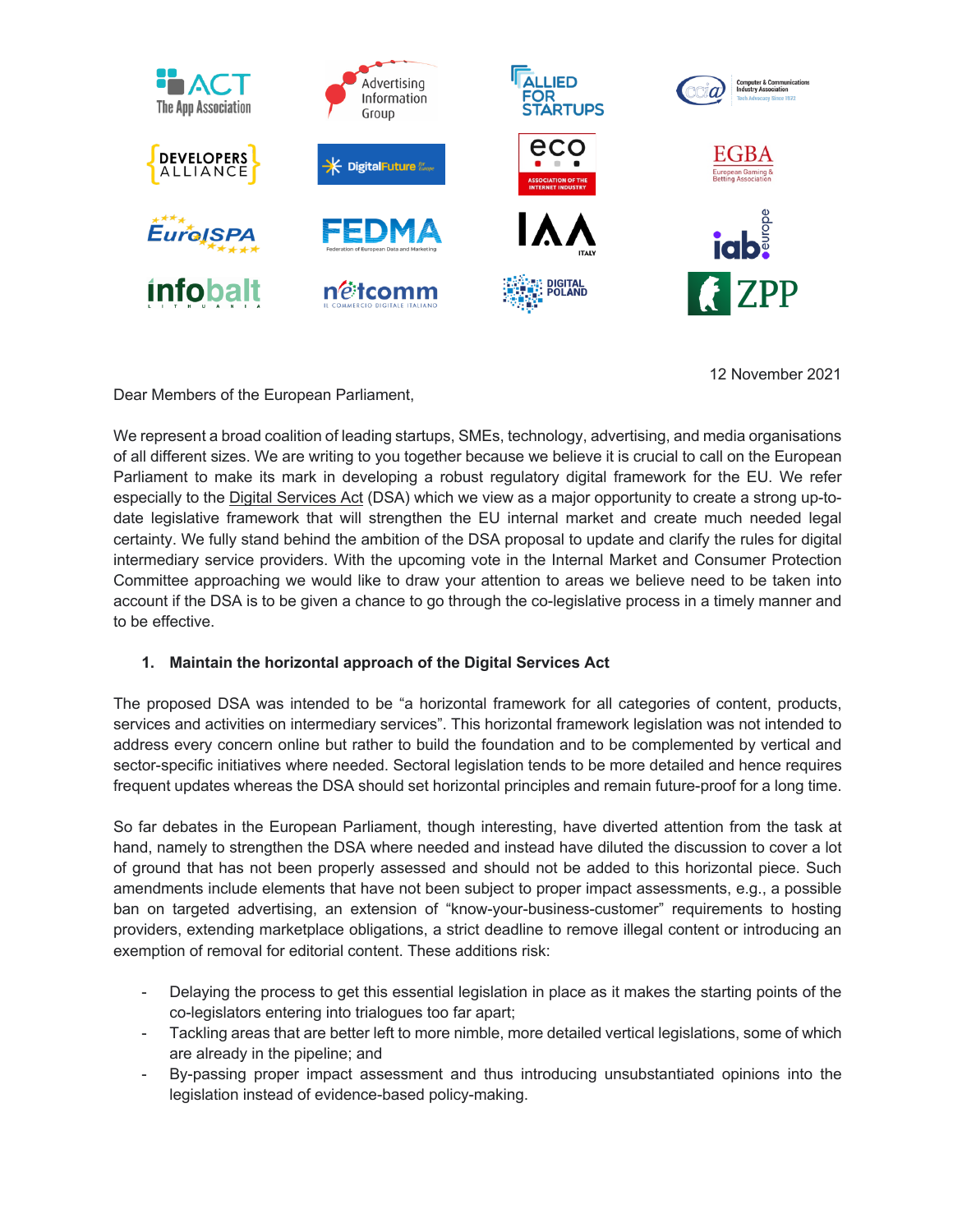12 November 2021

Dear Members of the European Parliament,

We represent a broad coalition of leading startups, SMEs, technology, advertising, and media organisations of all different sizes. We are writing to you together because we believe it is crucial to call on the European Parliament to make its mark in developing a robust regulatory digital framework for the EU. We refer especially to the Digital Services Act (DSA) which we view as a major opportunity to create a strong up-to-date legislative framework that will strengthen the EU internal market and create much needed legal certainty. We fully stand behind the ambition of the DSA proposal to update and clarify the rules for digital intermediary service providers. With the upcoming vote in the Internal Market and Consumer Protection Committee approaching we would like to draw your attention to areas we believe need to be taken into account if the DSA is to be given a chance to go through the co-legislative process in a timely manner and to be effective.

## 1. Maintain the horizontal approach of the Digital Services Act

The proposed DSA was intended to be "a horizontal framework for all categories of content, products, services and activities on intermediary services". This horizontal framework legislation was not intended to address every concern online but rather to build the foundation and to be complemented by vertical and sector-specific initiatives where needed. Sectoral legislation tends to be more detailed and hence requires frequent updates whereas the DSA should set horizontal principles and remain future-proof for a long time.

So far debates in the European Parliament, though interesting, have diverted attention from the task at hand, namely to strengthen the DSA where needed and instead have diluted the discussion to cover a lot of ground that has not been properly assessed and should not be added to this horizontal piece. Such amendments include elements that have not been subject to proper impact assessments, e.g., a possible ban on targeted advertising, an extension of "know-your-business-customer" requirements to hosting providers, extending marketplace obligations, a strict deadline to remove illegal content or introducing an exemption of removal for editorial content. These additions risk:

- Delaying the process to get this essential legislation in place as it makes the starting points of the co-legislators entering into trialogues too far apart;
- Tackling areas that are better left to more nimble, more detailed vertical legislations, some of which are already in the pipeline; and
- By-passing proper impact assessment and thus introducing unsubstantiated opinions into the legislation instead of evidence-based policy-making.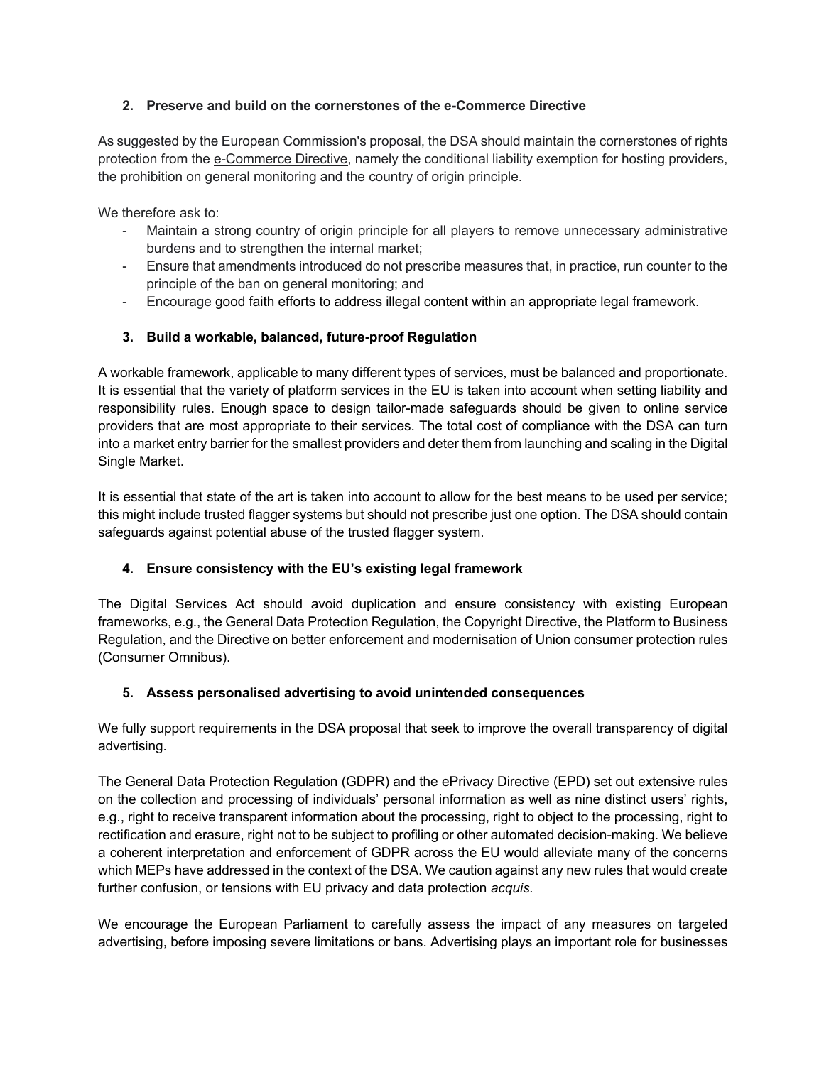## 2. Preserve and build on the cornerstones of the e-Commerce Directive

As suggested by the European Commission's proposal, the DSA should maintain the cornerstones of rights protection from the e-Commerce Directive, namely the conditional liability exemption for hosting providers, the prohibition on general monitoring and the country of origin principle.

We therefore ask to:

- Maintain a strong country of origin principle for all players to remove unnecessary administrative burdens and to strengthen the internal market;
- Ensure that amendments introduced do not prescribe measures that, in practice, run counter to the principle of the ban on general monitoring; and
- Encourage good faith efforts to address illegal content within an appropriate legal framework.

## 3. Build a workable, balanced, future-proof Regulation

A workable framework, applicable to many different types of services, must be balanced and proportionate. It is essential that the variety of platform services in the EU is taken into account when setting liability and responsibility rules. Enough space to design tailor-made safeguards should be given to online service providers that are most appropriate to their services. The total cost of compliance with the DSA can turn into a market entry barrier for the smallest providers and deter them from launching and scaling in the Digital Single Market.

It is essential that state of the art is taken into account to allow for the best means to be used per service; this might include trusted flagger systems but should not prescribe just one option. The DSA should contain safeguards against potential abuse of the trusted flagger system.

## 4. Ensure consistency with the EU's existing legal framework

The Digital Services Act should avoid duplication and ensure consistency with existing European frameworks, e.g., the General Data Protection Regulation, the Copyright Directive, the Platform to Business Regulation, and the Directive on better enforcement and modernisation of Union consumer protection rules (Consumer Omnibus).

## 5. Assess personalised advertising to avoid unintended consequences

We fully support requirements in the DSA proposal that seek to improve the overall transparency of digital advertising.

The General Data Protection Regulation (GDPR) and the ePrivacy Directive (EPD) set out extensive rules on the collection and processing of individuals' personal information as well as nine distinct users' rights, e.g., right to receive transparent information about the processing, right to object to the processing, right to rectification and erasure, right not to be subject to profiling or other automated decision-making. We believe a coherent interpretation and enforcement of GDPR across the EU would alleviate many of the concerns which MEPs have addressed in the context of the DSA. We caution against any new rules that would create further confusion, or tensions with EU privacy and data protection *acquis.*

We encourage the European Parliament to carefully assess the impact of any measures on targeted advertising, before imposing severe limitations or bans. Advertising plays an important role for businesses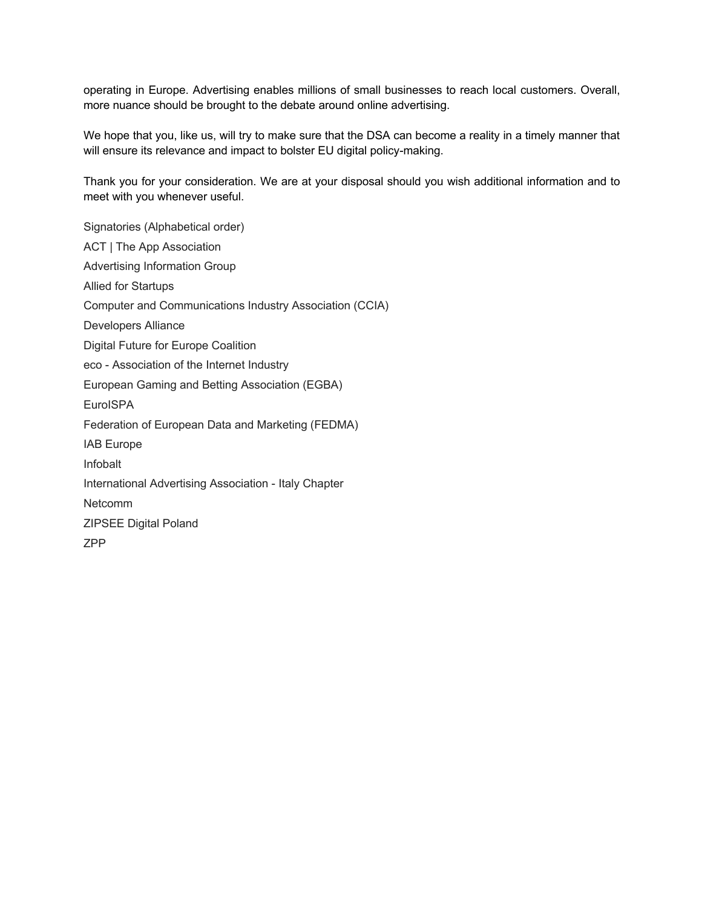operating in Europe. Advertising enables millions of small businesses to reach local customers. Overall, more nuance should be brought to the debate around online advertising.

We hope that you, like us, will try to make sure that the DSA can become a reality in a timely manner that will ensure its relevance and impact to bolster EU digital policy-making.

Thank you for your consideration. We are at your disposal should you wish additional information and to meet with you whenever useful.

Signatories (Alphabetical order)

ACT | The App Association

Advertising Information Group

Allied for Startups

Computer and Communications Industry Association (CCIA)

Developers Alliance

Digital Future for Europe Coalition

eco - Association of the Internet Industry

European Gaming and Betting Association (EGBA)

EuroISPA

Federation of European Data and Marketing (FEDMA)

IAB Europe

Infobalt

International Advertising Association - Italy Chapter

Netcomm

ZIPSEE Digital Poland

ZPP